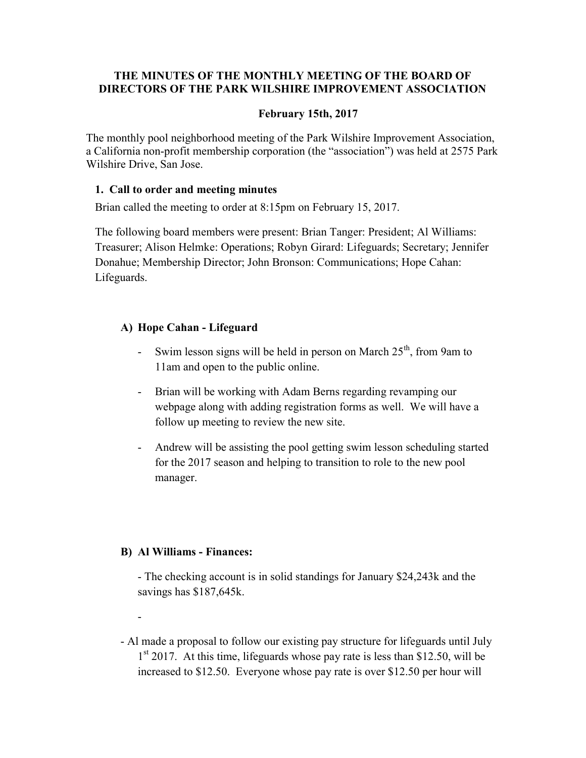**THE MINUTES OF THE MONTHLY MEETING OF THE BOARD OF DIRECTORS OF THE PARK WILSHIRE IMPROVEMENT ASSOCIATION**

**February 15th, 2017**

The monthly pool neighborhood meeting of the Park Wilshire Improvement Association, a California non-profit membership corporation (the "association") was held at 2575 Park Wilshire Drive, San Jose.

**1. Call to order and meeting minutes**

Brian called the meeting to order at 8:15pm on February 15, 2017.

The following board members were present: Brian Tanger: President; Al Williams: Treasurer; Alison Helmke: Operations; Robyn Girard: Lifeguards; Secretary; Jennifer Donahue; Membership Director; John Bronson: Communications; Hope Cahan: Lifeguards.

**A) Hope Cahan - Lifeguard**

- Swim lesson signs will be held in person on March 25th, from 9am to 11am and open to the public online.
- Brian will be working with Adam Berns regarding revamping our webpage along with adding registration forms as well. We will have a follow up meeting to review the new site.
- Andrew will be assisting the pool getting swim lesson scheduling started for the 2017 season and helping to transition to role to the new pool manager.

**B) Al Williams - Finances:**

- The checking account is in solid standings for January $24,243k and the savings has $187,645k.

-

- Al made a proposal to follow our existing pay structure for lifeguards until July 1st 2017. At this time, lifeguards whose pay rate is less than $12.50, will be increased to $12.50. Everyone whose pay rate is over $12.50 per hour will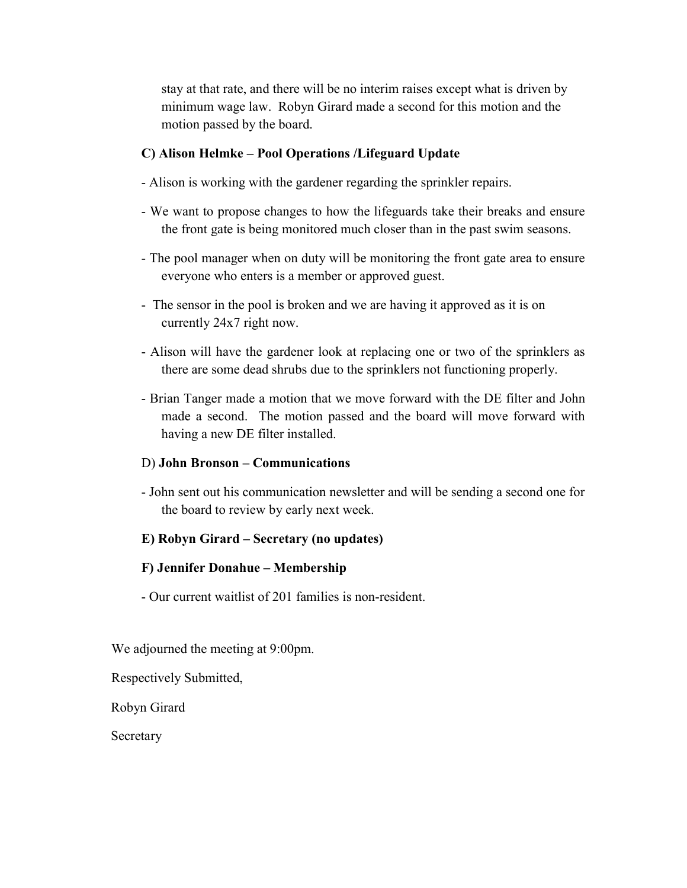stay at that rate, and there will be no interim raises except what is driven by minimum wage law. Robyn Girard made a second for this motion and the motion passed by the board.

**C) Alison Helmke – Pool Operations /Lifeguard Update**

- Alison is working with the gardener regarding the sprinkler repairs.
- We want to propose changes to how the lifeguards take their breaks and ensure the front gate is being monitored much closer than in the past swim seasons.
- The pool manager when on duty will be monitoring the front gate area to ensure everyone who enters is a member or approved guest.
- The sensor in the pool is broken and we are having it approved as it is on currently 24x7 right now.
- Alison will have the gardener look at replacing one or two of the sprinklers as there are some dead shrubs due to the sprinklers not functioning properly.
- Brian Tanger made a motion that we move forward with the DE filter and John made a second. The motion passed and the board will move forward with having a new DE filter installed.

D) **John Bronson – Communications**

- John sent out his communication newsletter and will be sending a second one for the board to review by early next week.

**E) Robyn Girard – Secretary (no updates)**

**F) Jennifer Donahue – Membership**

- Our current waitlist of 201 families is non-resident.

We adjourned the meeting at 9:00pm.

Respectively Submitted,

Robyn Girard

Secretary